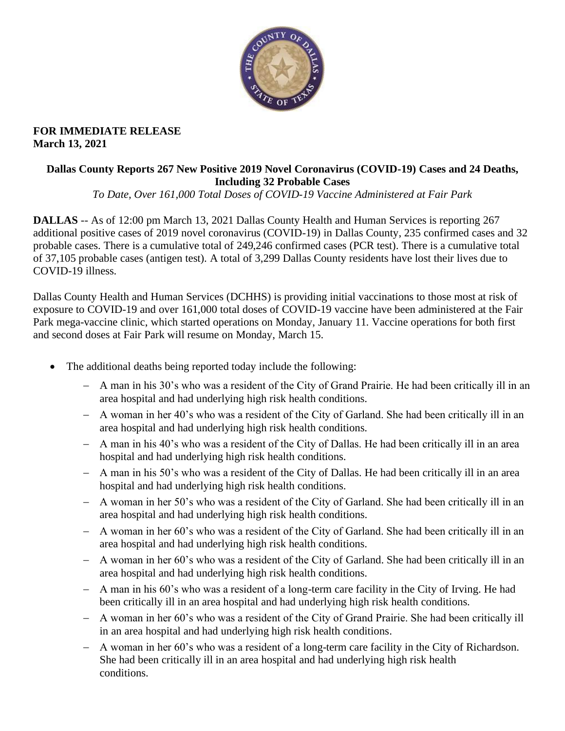**FOR IMMEDIATE RELEASE**
**March 13, 2021**

## Dallas County Reports 267 New Positive 2019 Novel Coronavirus (COVID-19) Cases and 24 Deaths, Including 32 Probable Cases

*To Date, Over 161,000 Total Doses of COVID-19 Vaccine Administered at Fair Park*

**DALLAS** -- As of 12:00 pm March 13, 2021 Dallas County Health and Human Services is reporting 267 additional positive cases of 2019 novel coronavirus (COVID-19) in Dallas County, 235 confirmed cases and 32 probable cases. There is a cumulative total of 249,246 confirmed cases (PCR test). There is a cumulative total of 37,105 probable cases (antigen test). A total of 3,299 Dallas County residents have lost their lives due to COVID-19 illness.

Dallas County Health and Human Services (DCHHS) is providing initial vaccinations to those most at risk of exposure to COVID-19 and over 161,000 total doses of COVID-19 vaccine have been administered at the Fair Park mega-vaccine clinic, which started operations on Monday, January 11. Vaccine operations for both first and second doses at Fair Park will resume on Monday, March 15.

- The additional deaths being reported today include the following:
  - A man in his 30's who was a resident of the City of Grand Prairie. He had been critically ill in an area hospital and had underlying high risk health conditions.
  - A woman in her 40's who was a resident of the City of Garland. She had been critically ill in an area hospital and had underlying high risk health conditions.
  - A man in his 40's who was a resident of the City of Dallas. He had been critically ill in an area hospital and had underlying high risk health conditions.
  - A man in his 50's who was a resident of the City of Dallas. He had been critically ill in an area hospital and had underlying high risk health conditions.
  - A woman in her 50's who was a resident of the City of Garland. She had been critically ill in an area hospital and had underlying high risk health conditions.
  - A woman in her 60's who was a resident of the City of Garland. She had been critically ill in an area hospital and had underlying high risk health conditions.
  - A woman in her 60's who was a resident of the City of Garland. She had been critically ill in an area hospital and had underlying high risk health conditions.
  - A man in his 60's who was a resident of a long-term care facility in the City of Irving. He had been critically ill in an area hospital and had underlying high risk health conditions.
  - A woman in her 60's who was a resident of the City of Grand Prairie. She had been critically ill in an area hospital and had underlying high risk health conditions.
  - A woman in her 60's who was a resident of a long-term care facility in the City of Richardson. She had been critically ill in an area hospital and had underlying high risk health conditions.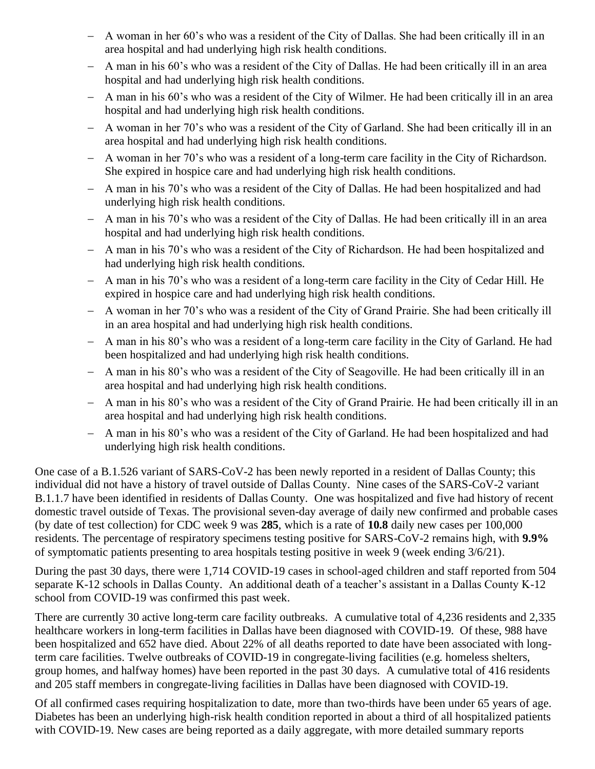- A woman in her 60's who was a resident of the City of Dallas. She had been critically ill in an area hospital and had underlying high risk health conditions.
- A man in his 60's who was a resident of the City of Dallas. He had been critically ill in an area hospital and had underlying high risk health conditions.
- A man in his 60's who was a resident of the City of Wilmer. He had been critically ill in an area hospital and had underlying high risk health conditions.
- A woman in her 70's who was a resident of the City of Garland. She had been critically ill in an area hospital and had underlying high risk health conditions.
- A woman in her 70's who was a resident of a long-term care facility in the City of Richardson. She expired in hospice care and had underlying high risk health conditions.
- A man in his 70's who was a resident of the City of Dallas. He had been hospitalized and had underlying high risk health conditions.
- A man in his 70's who was a resident of the City of Dallas. He had been critically ill in an area hospital and had underlying high risk health conditions.
- A man in his 70's who was a resident of the City of Richardson. He had been hospitalized and had underlying high risk health conditions.
- A man in his 70's who was a resident of a long-term care facility in the City of Cedar Hill. He expired in hospice care and had underlying high risk health conditions.
- A woman in her 70's who was a resident of the City of Grand Prairie. She had been critically ill in an area hospital and had underlying high risk health conditions.
- A man in his 80's who was a resident of a long-term care facility in the City of Garland. He had been hospitalized and had underlying high risk health conditions.
- A man in his 80's who was a resident of the City of Seagoville. He had been critically ill in an area hospital and had underlying high risk health conditions.
- A man in his 80's who was a resident of the City of Grand Prairie. He had been critically ill in an area hospital and had underlying high risk health conditions.
- A man in his 80's who was a resident of the City of Garland. He had been hospitalized and had underlying high risk health conditions.

One case of a B.1.526 variant of SARS-CoV-2 has been newly reported in a resident of Dallas County; this individual did not have a history of travel outside of Dallas County. Nine cases of the SARS-CoV-2 variant B.1.1.7 have been identified in residents of Dallas County. One was hospitalized and five had history of recent domestic travel outside of Texas. The provisional seven-day average of daily new confirmed and probable cases (by date of test collection) for CDC week 9 was **285**, which is a rate of **10.8** daily new cases per 100,000 residents. The percentage of respiratory specimens testing positive for SARS-CoV-2 remains high, with **9.9%** of symptomatic patients presenting to area hospitals testing positive in week 9 (week ending 3/6/21).

During the past 30 days, there were 1,714 COVID-19 cases in school-aged children and staff reported from 504 separate K-12 schools in Dallas County. An additional death of a teacher's assistant in a Dallas County K-12 school from COVID-19 was confirmed this past week.

There are currently 30 active long-term care facility outbreaks. A cumulative total of 4,236 residents and 2,335 healthcare workers in long-term facilities in Dallas have been diagnosed with COVID-19. Of these, 988 have been hospitalized and 652 have died. About 22% of all deaths reported to date have been associated with long-term care facilities. Twelve outbreaks of COVID-19 in congregate-living facilities (e.g. homeless shelters, group homes, and halfway homes) have been reported in the past 30 days. A cumulative total of 416 residents and 205 staff members in congregate-living facilities in Dallas have been diagnosed with COVID-19.

Of all confirmed cases requiring hospitalization to date, more than two-thirds have been under 65 years of age. Diabetes has been an underlying high-risk health condition reported in about a third of all hospitalized patients with COVID-19. New cases are being reported as a daily aggregate, with more detailed summary reports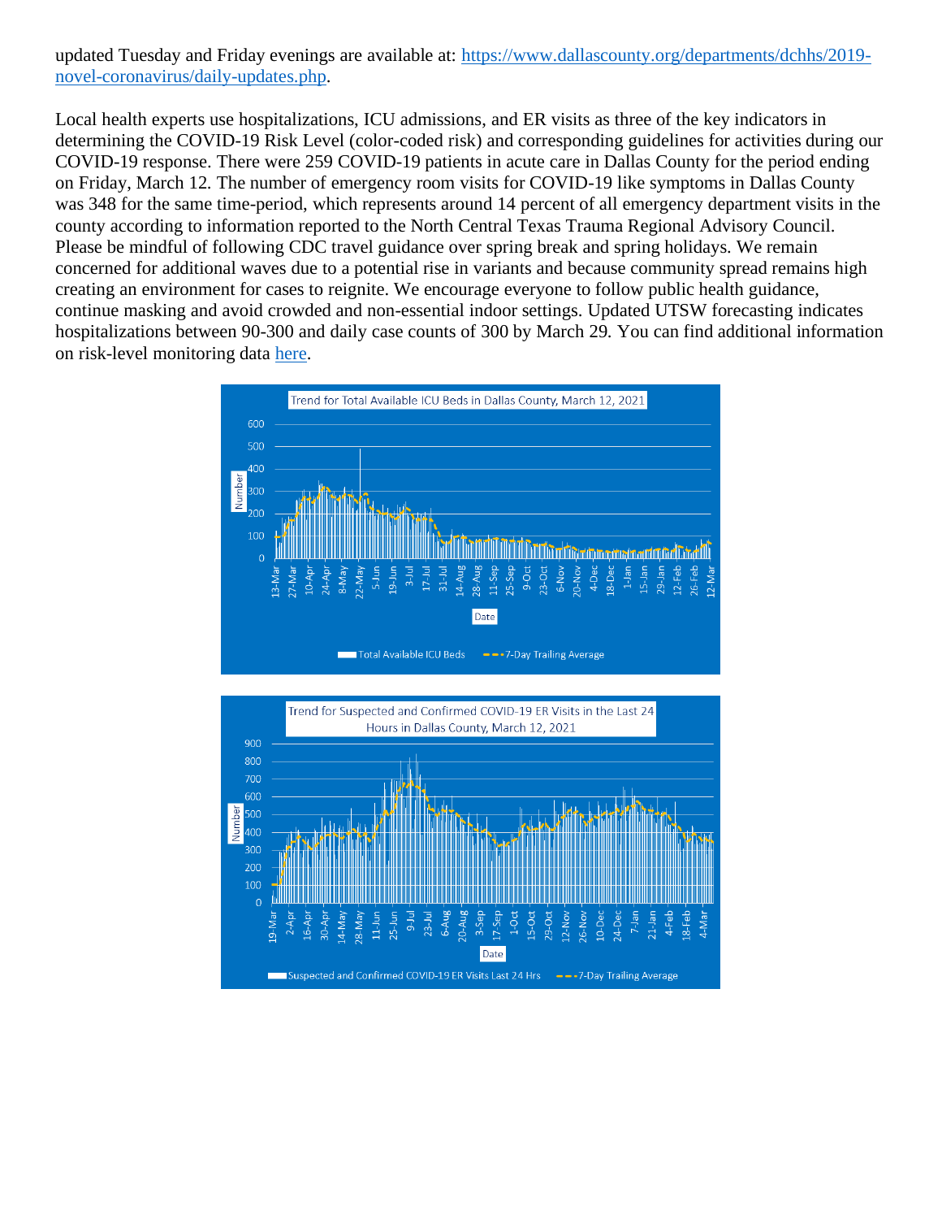updated Tuesday and Friday evenings are available at: [https://www.dallascounty.org/departments/dchhs/2019-novel-coronavirus/daily-updates.php](https://www.dallascounty.org/departments/dchhs/2019-novel-coronavirus/daily-updates.php).

Local health experts use hospitalizations, ICU admissions, and ER visits as three of the key indicators in determining the COVID-19 Risk Level (color-coded risk) and corresponding guidelines for activities during our COVID-19 response. There were 259 COVID-19 patients in acute care in Dallas County for the period ending on Friday, March 12. The number of emergency room visits for COVID-19 like symptoms in Dallas County was 348 for the same time-period, which represents around 14 percent of all emergency department visits in the county according to information reported to the North Central Texas Trauma Regional Advisory Council. Please be mindful of following CDC travel guidance over spring break and spring holidays. We remain concerned for additional waves due to a potential rise in variants and because community spread remains high creating an environment for cases to reignite. We encourage everyone to follow public health guidance, continue masking and avoid crowded and non-essential indoor settings. Updated UTSW forecasting indicates hospitalizations between 90-300 and daily case counts of 300 by March 29. You can find additional information on risk-level monitoring data here.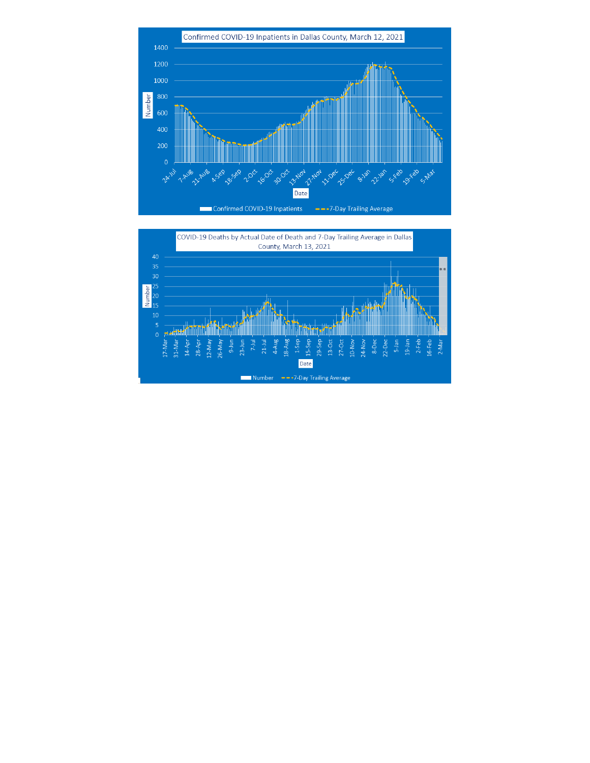Confirmed COVID-19 Inpatients in Dallas County, March 12, 2021

Number: 0, 200, 400, 600, 800, 1000, 1200, 1400

Date: 24-Jul, 7-Aug, 21-Aug, 4-Sep, 18-Sep, 2-Oct, 16-Oct, 30-Oct, 13-Nov, 27-Nov, 11-Dec, 25-Dec, 8-Jan, 22-Jan, 5-Feb, 19-Feb, 5-Mar

Confirmed COVID-19 Inpatients — 7-Day Trailing Average

COVID-19 Deaths by Actual Date of Death and 7-Day Trailing Average in Dallas County, March 13, 2021

Number: 0, 5, 10, 15, 20, 25, 30, 35, 40

Date: 17-Mar, 31-Mar, 14-Apr, 28-Apr, 12-May, 26-May, 9-Jun, 23-Jun, 7-Jul, 21-Jul, 4-Aug, 18-Aug, 1-Sep, 15-Sep, 29-Sep, 13-Oct, 27-Oct, 10-Nov, 24-Nov, 8-Dec, 22-Dec, 5-Jan, 19-Jan, 2-Feb, 16-Feb, 2-Mar

**

Number — 7-Day Trailing Average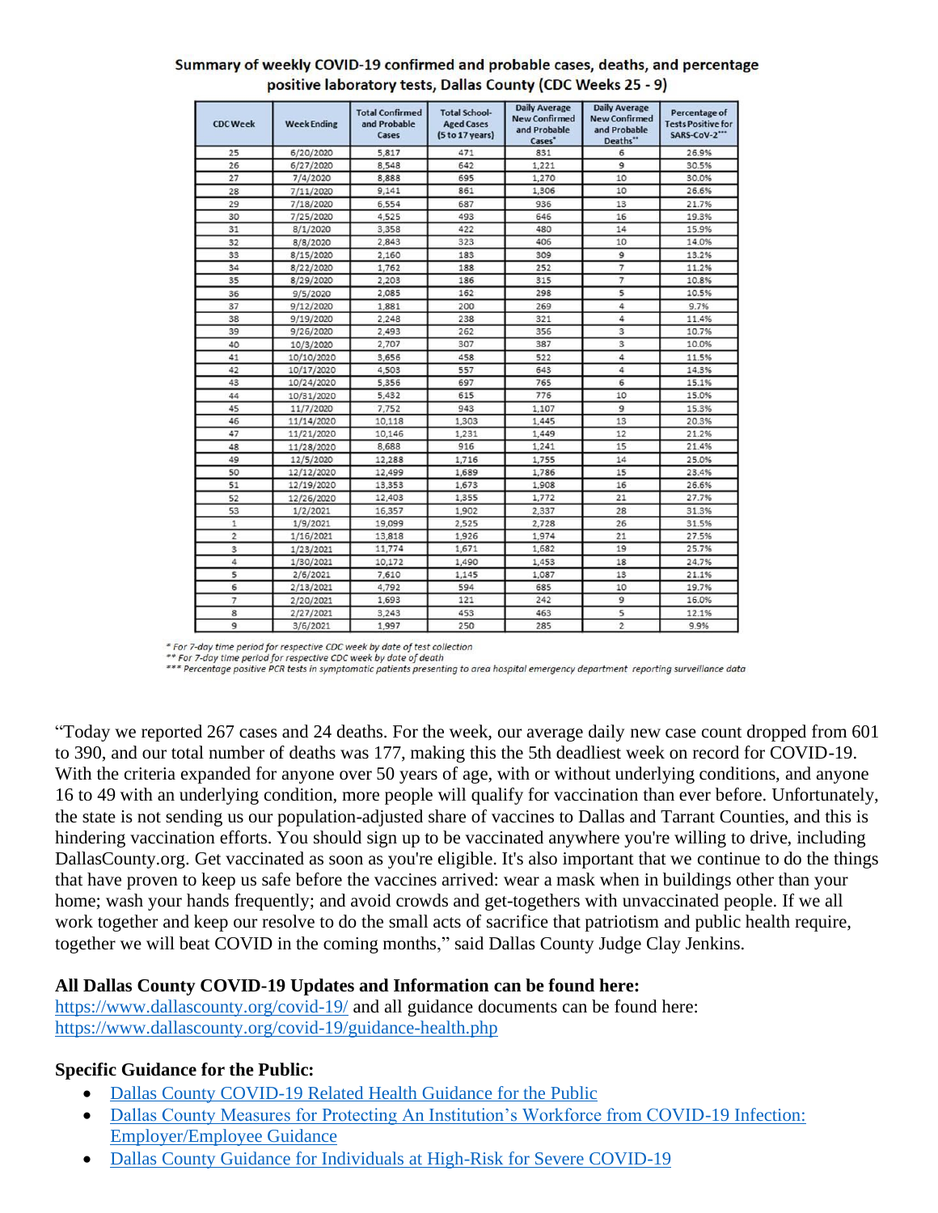**Summary of weekly COVID-19 confirmed and probable cases, deaths, and percentage positive laboratory tests, Dallas County (CDC Weeks 25 - 9)**

| CDC Week | Week Ending | Total Confirmed and Probable Cases | Total School-Aged Cases (5 to 17 years) | Daily Average New Confirmed and Probable Cases* | Daily Average New Confirmed and Probable Deaths** | Percentage of Tests Positive for SARS-CoV-2*** |
|---|---|---|---|---|---|---|
| 25 | 6/20/2020 | 5,817 | 471 | 831 | 6 | 26.9% |
| 26 | 6/27/2020 | 8,548 | 642 | 1,221 | 9 | 30.5% |
| 27 | 7/4/2020 | 8,888 | 695 | 1,270 | 10 | 30.0% |
| 28 | 7/11/2020 | 9,141 | 861 | 1,306 | 10 | 26.6% |
| 29 | 7/18/2020 | 6,554 | 687 | 936 | 13 | 21.7% |
| 30 | 7/25/2020 | 4,525 | 493 | 646 | 16 | 19.3% |
| 31 | 8/1/2020 | 3,358 | 422 | 480 | 14 | 15.9% |
| 32 | 8/8/2020 | 2,843 | 323 | 406 | 10 | 14.0% |
| 33 | 8/15/2020 | 2,160 | 183 | 309 | 9 | 13.2% |
| 34 | 8/22/2020 | 1,762 | 188 | 252 | 7 | 11.2% |
| 35 | 8/29/2020 | 2,203 | 186 | 315 | 7 | 10.8% |
| 36 | 9/5/2020 | 2,085 | 162 | 298 | 5 | 10.5% |
| 37 | 9/12/2020 | 1,881 | 200 | 269 | 4 | 9.7% |
| 38 | 9/19/2020 | 2,248 | 238 | 321 | 4 | 11.4% |
| 39 | 9/26/2020 | 2,493 | 262 | 356 | 3 | 10.7% |
| 40 | 10/3/2020 | 2,707 | 307 | 387 | 3 | 10.0% |
| 41 | 10/10/2020 | 3,656 | 458 | 522 | 4 | 11.5% |
| 42 | 10/17/2020 | 4,503 | 557 | 643 | 4 | 14.3% |
| 43 | 10/24/2020 | 5,356 | 697 | 765 | 6 | 15.1% |
| 44 | 10/31/2020 | 5,432 | 615 | 776 | 10 | 15.0% |
| 45 | 11/7/2020 | 7,752 | 943 | 1,107 | 9 | 15.3% |
| 46 | 11/14/2020 | 10,118 | 1,303 | 1,445 | 13 | 20.3% |
| 47 | 11/21/2020 | 10,146 | 1,231 | 1,449 | 12 | 21.2% |
| 48 | 11/28/2020 | 8,688 | 916 | 1,241 | 15 | 21.4% |
| 49 | 12/5/2020 | 12,288 | 1,716 | 1,755 | 14 | 25.0% |
| 50 | 12/12/2020 | 12,499 | 1,689 | 1,786 | 15 | 23.4% |
| 51 | 12/19/2020 | 13,353 | 1,673 | 1,908 | 16 | 26.6% |
| 52 | 12/26/2020 | 12,403 | 1,355 | 1,772 | 21 | 27.7% |
| 53 | 1/2/2021 | 16,357 | 1,902 | 2,337 | 28 | 31.3% |
| 1 | 1/9/2021 | 19,099 | 2,525 | 2,728 | 26 | 31.5% |
| 2 | 1/16/2021 | 13,818 | 1,926 | 1,974 | 21 | 27.5% |
| 3 | 1/23/2021 | 11,774 | 1,671 | 1,682 | 19 | 25.7% |
| 4 | 1/30/2021 | 10,172 | 1,490 | 1,453 | 18 | 24.7% |
| 5 | 2/6/2021 | 7,610 | 1,145 | 1,087 | 13 | 21.1% |
| 6 | 2/13/2021 | 4,792 | 594 | 685 | 10 | 19.7% |
| 7 | 2/20/2021 | 1,693 | 121 | 242 | 9 | 16.0% |
| 8 | 2/27/2021 | 3,243 | 453 | 463 | 5 | 12.1% |
| 9 | 3/6/2021 | 1,997 | 250 | 285 | 2 | 9.9% |

*\* For 7-day time period for respective CDC week by date of test collection*
*\*\* For 7-day time period for respective CDC week by date of death*
*\*\*\* Percentage positive PCR tests in symptomatic patients presenting to area hospital emergency department reporting surveillance data*

"Today we reported 267 cases and 24 deaths. For the week, our average daily new case count dropped from 601 to 390, and our total number of deaths was 177, making this the 5th deadliest week on record for COVID-19. With the criteria expanded for anyone over 50 years of age, with or without underlying conditions, and anyone 16 to 49 with an underlying condition, more people will qualify for vaccination than ever before. Unfortunately, the state is not sending us our population-adjusted share of vaccines to Dallas and Tarrant Counties, and this is hindering vaccination efforts. You should sign up to be vaccinated anywhere you're willing to drive, including DallasCounty.org. Get vaccinated as soon as you're eligible. It's also important that we continue to do the things that have proven to keep us safe before the vaccines arrived: wear a mask when in buildings other than your home; wash your hands frequently; and avoid crowds and get-togethers with unvaccinated people. If we all work together and keep our resolve to do the small acts of sacrifice that patriotism and public health require, together we will beat COVID in the coming months," said Dallas County Judge Clay Jenkins.

**All Dallas County COVID-19 Updates and Information can be found here:**
https://www.dallascounty.org/covid-19/ and all guidance documents can be found here:
https://www.dallascounty.org/covid-19/guidance-health.php

**Specific Guidance for the Public:**

- Dallas County COVID-19 Related Health Guidance for the Public
- Dallas County Measures for Protecting An Institution's Workforce from COVID-19 Infection: Employer/Employee Guidance
- Dallas County Guidance for Individuals at High-Risk for Severe COVID-19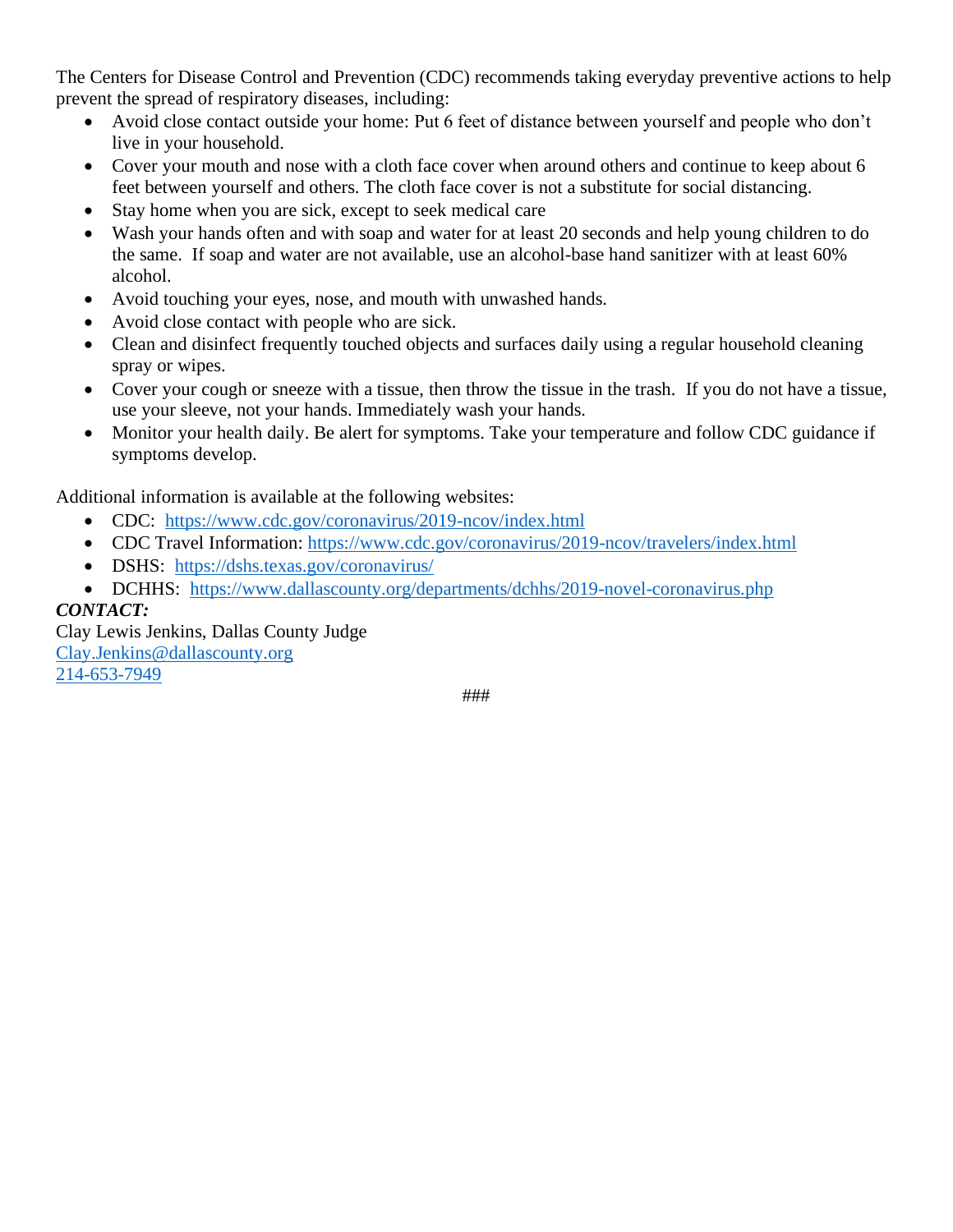The Centers for Disease Control and Prevention (CDC) recommends taking everyday preventive actions to help prevent the spread of respiratory diseases, including:

- Avoid close contact outside your home: Put 6 feet of distance between yourself and people who don't live in your household.
- Cover your mouth and nose with a cloth face cover when around others and continue to keep about 6 feet between yourself and others. The cloth face cover is not a substitute for social distancing.
- Stay home when you are sick, except to seek medical care
- Wash your hands often and with soap and water for at least 20 seconds and help young children to do the same. If soap and water are not available, use an alcohol-base hand sanitizer with at least 60% alcohol.
- Avoid touching your eyes, nose, and mouth with unwashed hands.
- Avoid close contact with people who are sick.
- Clean and disinfect frequently touched objects and surfaces daily using a regular household cleaning spray or wipes.
- Cover your cough or sneeze with a tissue, then throw the tissue in the trash. If you do not have a tissue, use your sleeve, not your hands. Immediately wash your hands.
- Monitor your health daily. Be alert for symptoms. Take your temperature and follow CDC guidance if symptoms develop.

Additional information is available at the following websites:

- CDC: https://www.cdc.gov/coronavirus/2019-ncov/index.html
- CDC Travel Information: https://www.cdc.gov/coronavirus/2019-ncov/travelers/index.html
- DSHS: https://dshs.texas.gov/coronavirus/
- DCHHS: https://www.dallascounty.org/departments/dchhs/2019-novel-coronavirus.php

***CONTACT:***

Clay Lewis Jenkins, Dallas County Judge
Clay.Jenkins@dallascounty.org
214-653-7949

###